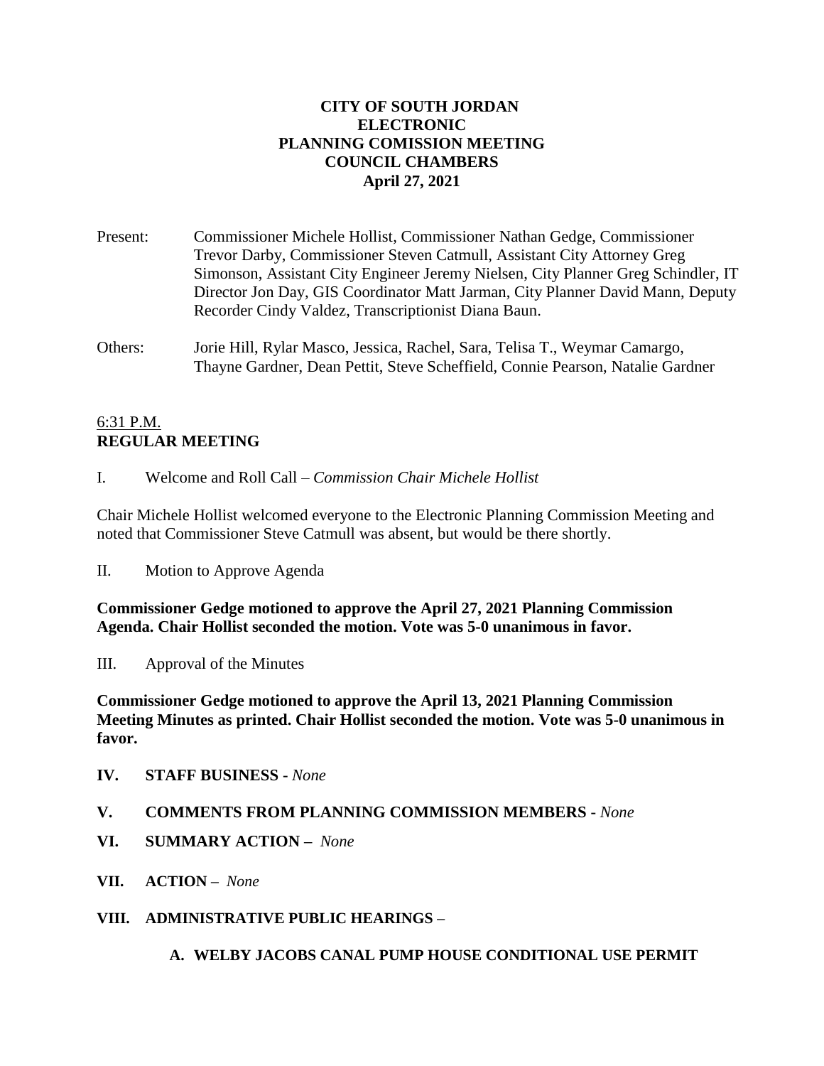# CITY OF SOUTH JORDAN
# ELECTRONIC
# PLANNING COMISSION MEETING
# COUNCIL CHAMBERS
# April 27, 2021

Present: Commissioner Michele Hollist, Commissioner Nathan Gedge, Commissioner Trevor Darby, Commissioner Steven Catmull, Assistant City Attorney Greg Simonson, Assistant City Engineer Jeremy Nielsen, City Planner Greg Schindler, IT Director Jon Day, GIS Coordinator Matt Jarman, City Planner David Mann, Deputy Recorder Cindy Valdez, Transcriptionist Diana Baun.

Others: Jorie Hill, Rylar Masco, Jessica, Rachel, Sara, Telisa T., Weymar Camargo, Thayne Gardner, Dean Pettit, Steve Scheffield, Connie Pearson, Natalie Gardner

6:31 P.M.
**REGULAR MEETING**

I. Welcome and Roll Call – *Commission Chair Michele Hollist*

Chair Michele Hollist welcomed everyone to the Electronic Planning Commission Meeting and noted that Commissioner Steve Catmull was absent, but would be there shortly.

II. Motion to Approve Agenda

**Commissioner Gedge motioned to approve the April 27, 2021 Planning Commission Agenda. Chair Hollist seconded the motion. Vote was 5-0 unanimous in favor.**

III. Approval of the Minutes

**Commissioner Gedge motioned to approve the April 13, 2021 Planning Commission Meeting Minutes as printed. Chair Hollist seconded the motion. Vote was 5-0 unanimous in favor.**

**IV. STAFF BUSINESS -** *None*

**V. COMMENTS FROM PLANNING COMMISSION MEMBERS -** *None*

**VI. SUMMARY ACTION –** *None*

**VII. ACTION –** *None*

**VIII. ADMINISTRATIVE PUBLIC HEARINGS –**

**A. WELBY JACOBS CANAL PUMP HOUSE CONDITIONAL USE PERMIT**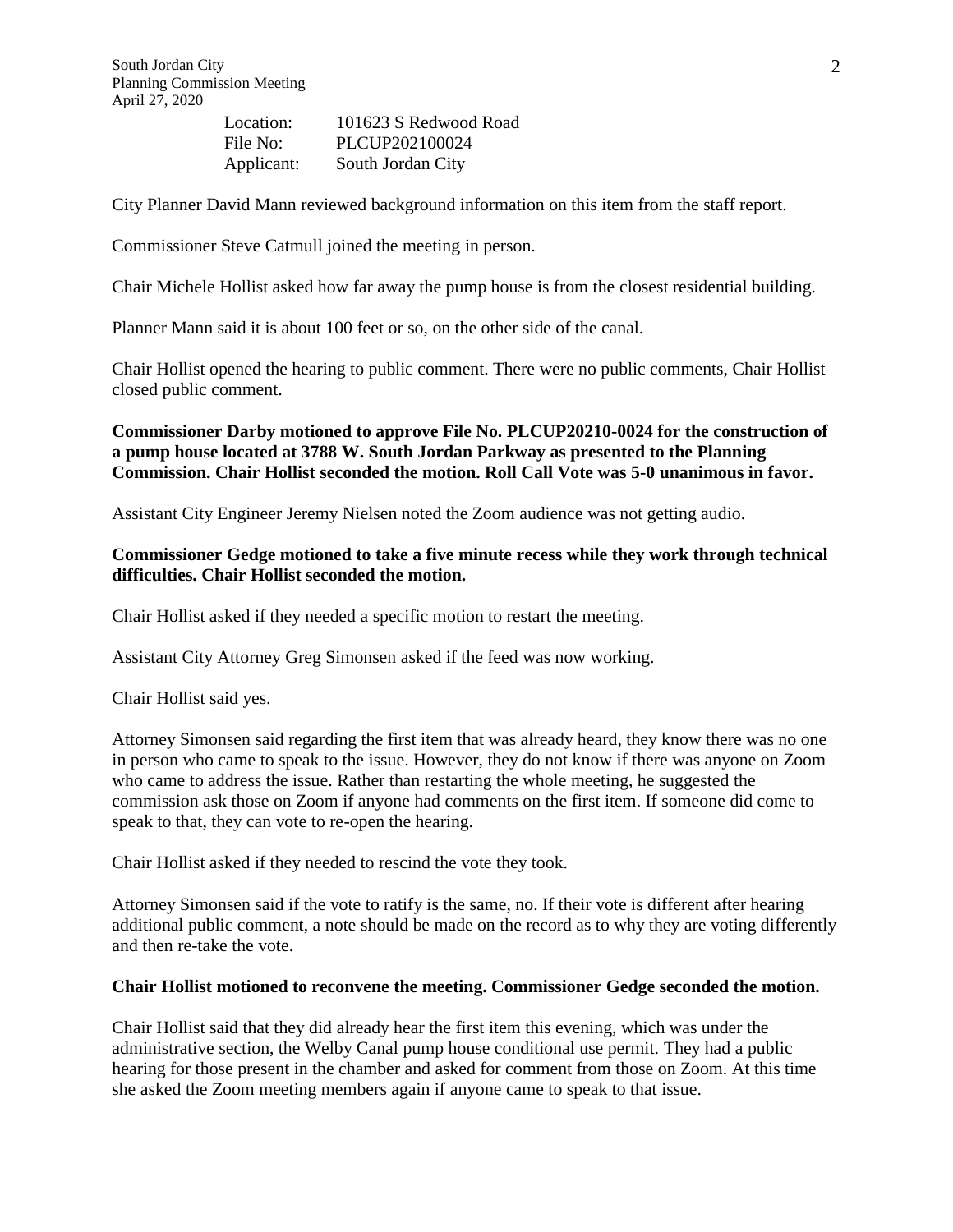Location: 101623 S Redwood Road
File No: PLCUP202100024
Applicant: South Jordan City

City Planner David Mann reviewed background information on this item from the staff report.

Commissioner Steve Catmull joined the meeting in person.

Chair Michele Hollist asked how far away the pump house is from the closest residential building.

Planner Mann said it is about 100 feet or so, on the other side of the canal.

Chair Hollist opened the hearing to public comment. There were no public comments, Chair Hollist closed public comment.

**Commissioner Darby motioned to approve File No. PLCUP20210-0024 for the construction of a pump house located at 3788 W. South Jordan Parkway as presented to the Planning Commission. Chair Hollist seconded the motion. Roll Call Vote was 5-0 unanimous in favor.**

Assistant City Engineer Jeremy Nielsen noted the Zoom audience was not getting audio.

**Commissioner Gedge motioned to take a five minute recess while they work through technical difficulties. Chair Hollist seconded the motion.**

Chair Hollist asked if they needed a specific motion to restart the meeting.

Assistant City Attorney Greg Simonsen asked if the feed was now working.

Chair Hollist said yes.

Attorney Simonsen said regarding the first item that was already heard, they know there was no one in person who came to speak to the issue. However, they do not know if there was anyone on Zoom who came to address the issue. Rather than restarting the whole meeting, he suggested the commission ask those on Zoom if anyone had comments on the first item. If someone did come to speak to that, they can vote to re-open the hearing.

Chair Hollist asked if they needed to rescind the vote they took.

Attorney Simonsen said if the vote to ratify is the same, no. If their vote is different after hearing additional public comment, a note should be made on the record as to why they are voting differently and then re-take the vote.

**Chair Hollist motioned to reconvene the meeting. Commissioner Gedge seconded the motion.**

Chair Hollist said that they did already hear the first item this evening, which was under the administrative section, the Welby Canal pump house conditional use permit. They had a public hearing for those present in the chamber and asked for comment from those on Zoom. At this time she asked the Zoom meeting members again if anyone came to speak to that issue.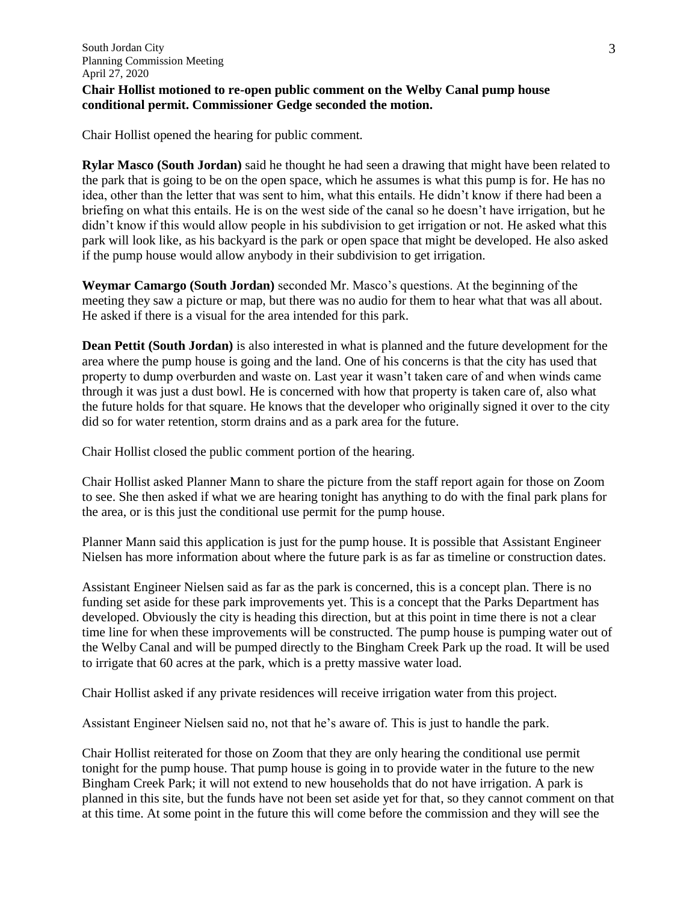**Chair Hollist motioned to re-open public comment on the Welby Canal pump house conditional permit. Commissioner Gedge seconded the motion.**

Chair Hollist opened the hearing for public comment.

**Rylar Masco (South Jordan)** said he thought he had seen a drawing that might have been related to the park that is going to be on the open space, which he assumes is what this pump is for. He has no idea, other than the letter that was sent to him, what this entails. He didn't know if there had been a briefing on what this entails. He is on the west side of the canal so he doesn't have irrigation, but he didn't know if this would allow people in his subdivision to get irrigation or not. He asked what this park will look like, as his backyard is the park or open space that might be developed. He also asked if the pump house would allow anybody in their subdivision to get irrigation.

**Weymar Camargo (South Jordan)** seconded Mr. Masco's questions. At the beginning of the meeting they saw a picture or map, but there was no audio for them to hear what that was all about. He asked if there is a visual for the area intended for this park.

**Dean Pettit (South Jordan)** is also interested in what is planned and the future development for the area where the pump house is going and the land. One of his concerns is that the city has used that property to dump overburden and waste on. Last year it wasn't taken care of and when winds came through it was just a dust bowl. He is concerned with how that property is taken care of, also what the future holds for that square. He knows that the developer who originally signed it over to the city did so for water retention, storm drains and as a park area for the future.

Chair Hollist closed the public comment portion of the hearing.

Chair Hollist asked Planner Mann to share the picture from the staff report again for those on Zoom to see. She then asked if what we are hearing tonight has anything to do with the final park plans for the area, or is this just the conditional use permit for the pump house.

Planner Mann said this application is just for the pump house. It is possible that Assistant Engineer Nielsen has more information about where the future park is as far as timeline or construction dates.

Assistant Engineer Nielsen said as far as the park is concerned, this is a concept plan. There is no funding set aside for these park improvements yet. This is a concept that the Parks Department has developed. Obviously the city is heading this direction, but at this point in time there is not a clear time line for when these improvements will be constructed. The pump house is pumping water out of the Welby Canal and will be pumped directly to the Bingham Creek Park up the road. It will be used to irrigate that 60 acres at the park, which is a pretty massive water load.

Chair Hollist asked if any private residences will receive irrigation water from this project.

Assistant Engineer Nielsen said no, not that he's aware of. This is just to handle the park.

Chair Hollist reiterated for those on Zoom that they are only hearing the conditional use permit tonight for the pump house. That pump house is going in to provide water in the future to the new Bingham Creek Park; it will not extend to new households that do not have irrigation. A park is planned in this site, but the funds have not been set aside yet for that, so they cannot comment on that at this time. At some point in the future this will come before the commission and they will see the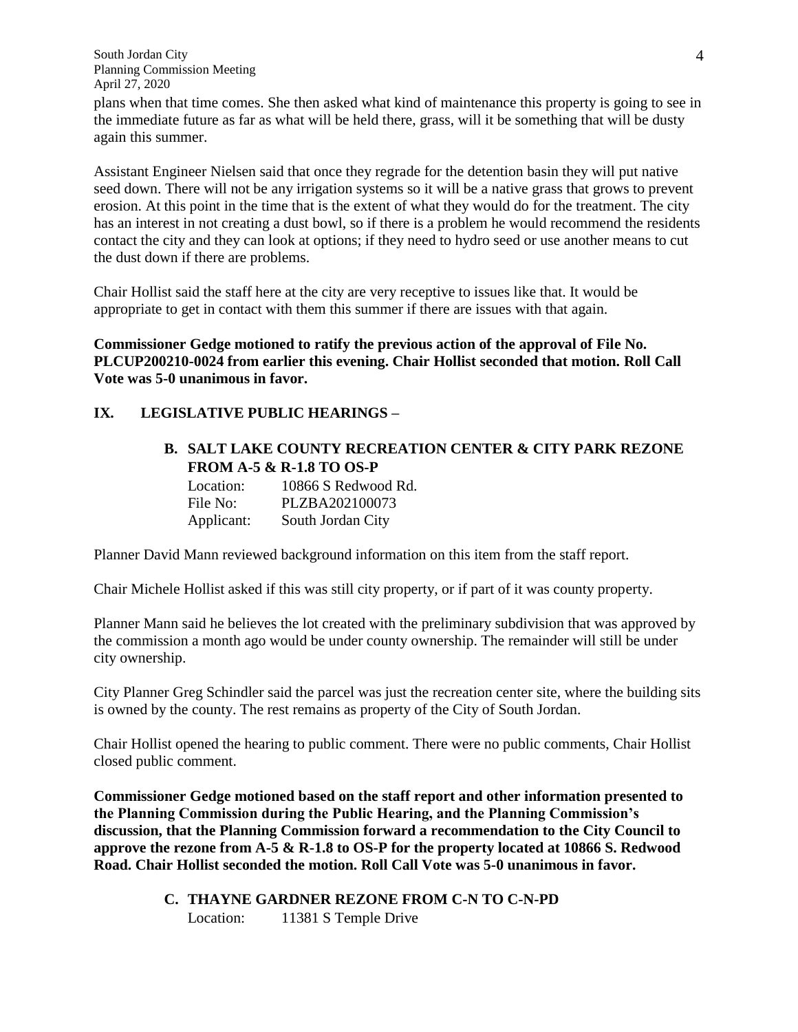plans when that time comes. She then asked what kind of maintenance this property is going to see in the immediate future as far as what will be held there, grass, will it be something that will be dusty again this summer.

Assistant Engineer Nielsen said that once they regrade for the detention basin they will put native seed down. There will not be any irrigation systems so it will be a native grass that grows to prevent erosion. At this point in the time that is the extent of what they would do for the treatment. The city has an interest in not creating a dust bowl, so if there is a problem he would recommend the residents contact the city and they can look at options; if they need to hydro seed or use another means to cut the dust down if there are problems.

Chair Hollist said the staff here at the city are very receptive to issues like that. It would be appropriate to get in contact with them this summer if there are issues with that again.

**Commissioner Gedge motioned to ratify the previous action of the approval of File No. PLCUP200210-0024 from earlier this evening. Chair Hollist seconded that motion. Roll Call Vote was 5-0 unanimous in favor.**

## IX. LEGISLATIVE PUBLIC HEARINGS –

### B. SALT LAKE COUNTY RECREATION CENTER & CITY PARK REZONE FROM A-5 & R-1.8 TO OS-P

Location: 10866 S Redwood Rd.
File No: PLZBA202100073
Applicant: South Jordan City

Planner David Mann reviewed background information on this item from the staff report.

Chair Michele Hollist asked if this was still city property, or if part of it was county property.

Planner Mann said he believes the lot created with the preliminary subdivision that was approved by the commission a month ago would be under county ownership. The remainder will still be under city ownership.

City Planner Greg Schindler said the parcel was just the recreation center site, where the building sits is owned by the county. The rest remains as property of the City of South Jordan.

Chair Hollist opened the hearing to public comment. There were no public comments, Chair Hollist closed public comment.

**Commissioner Gedge motioned based on the staff report and other information presented to the Planning Commission during the Public Hearing, and the Planning Commission's discussion, that the Planning Commission forward a recommendation to the City Council to approve the rezone from A-5 & R-1.8 to OS-P for the property located at 10866 S. Redwood Road. Chair Hollist seconded the motion. Roll Call Vote was 5-0 unanimous in favor.**

### C. THAYNE GARDNER REZONE FROM C-N TO C-N-PD

Location: 11381 S Temple Drive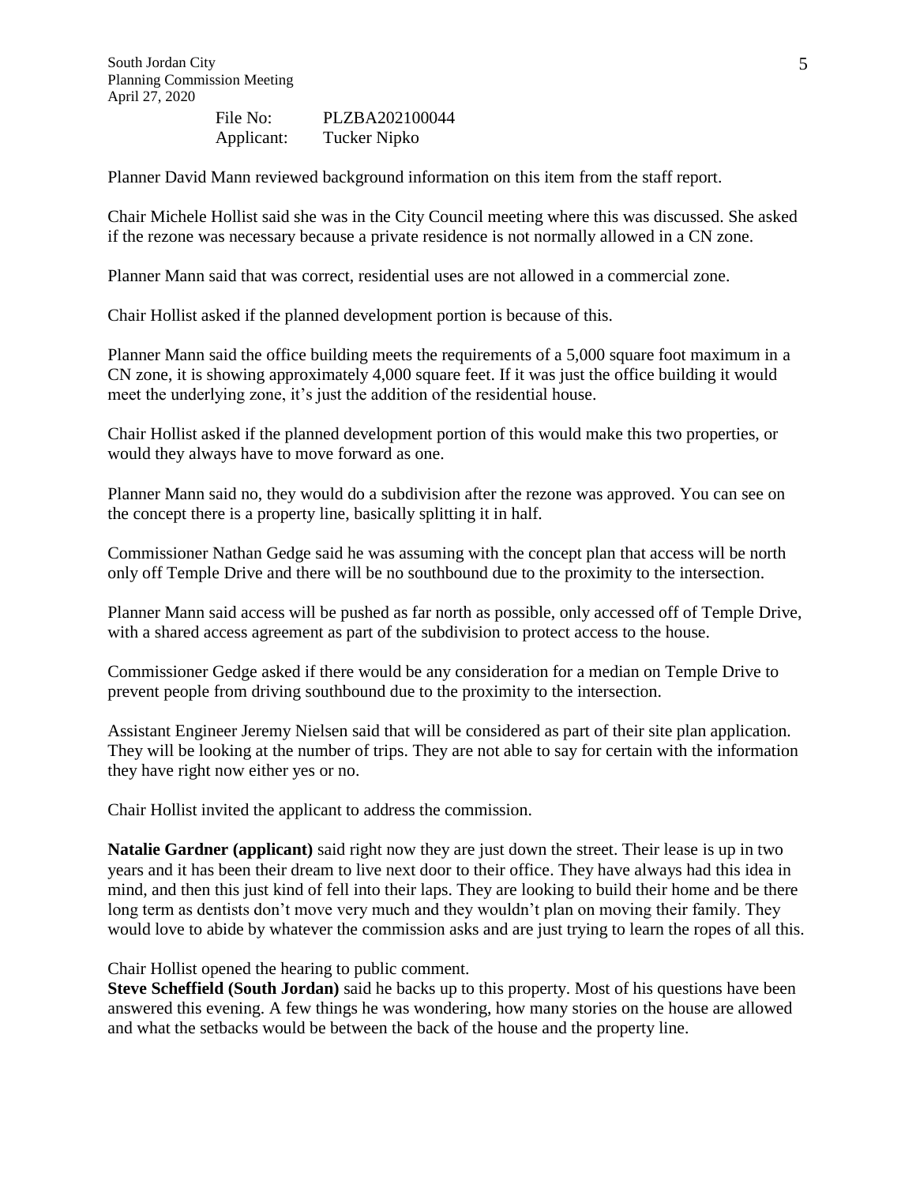File No: PLZBA202100044
Applicant: Tucker Nipko

Planner David Mann reviewed background information on this item from the staff report.

Chair Michele Hollist said she was in the City Council meeting where this was discussed. She asked if the rezone was necessary because a private residence is not normally allowed in a CN zone.

Planner Mann said that was correct, residential uses are not allowed in a commercial zone.

Chair Hollist asked if the planned development portion is because of this.

Planner Mann said the office building meets the requirements of a 5,000 square foot maximum in a CN zone, it is showing approximately 4,000 square feet. If it was just the office building it would meet the underlying zone, it's just the addition of the residential house.

Chair Hollist asked if the planned development portion of this would make this two properties, or would they always have to move forward as one.

Planner Mann said no, they would do a subdivision after the rezone was approved. You can see on the concept there is a property line, basically splitting it in half.

Commissioner Nathan Gedge said he was assuming with the concept plan that access will be north only off Temple Drive and there will be no southbound due to the proximity to the intersection.

Planner Mann said access will be pushed as far north as possible, only accessed off of Temple Drive, with a shared access agreement as part of the subdivision to protect access to the house.

Commissioner Gedge asked if there would be any consideration for a median on Temple Drive to prevent people from driving southbound due to the proximity to the intersection.

Assistant Engineer Jeremy Nielsen said that will be considered as part of their site plan application. They will be looking at the number of trips. They are not able to say for certain with the information they have right now either yes or no.

Chair Hollist invited the applicant to address the commission.

**Natalie Gardner (applicant)** said right now they are just down the street. Their lease is up in two years and it has been their dream to live next door to their office. They have always had this idea in mind, and then this just kind of fell into their laps. They are looking to build their home and be there long term as dentists don't move very much and they wouldn't plan on moving their family. They would love to abide by whatever the commission asks and are just trying to learn the ropes of all this.

Chair Hollist opened the hearing to public comment.

**Steve Scheffield (South Jordan)** said he backs up to this property. Most of his questions have been answered this evening. A few things he was wondering, how many stories on the house are allowed and what the setbacks would be between the back of the house and the property line.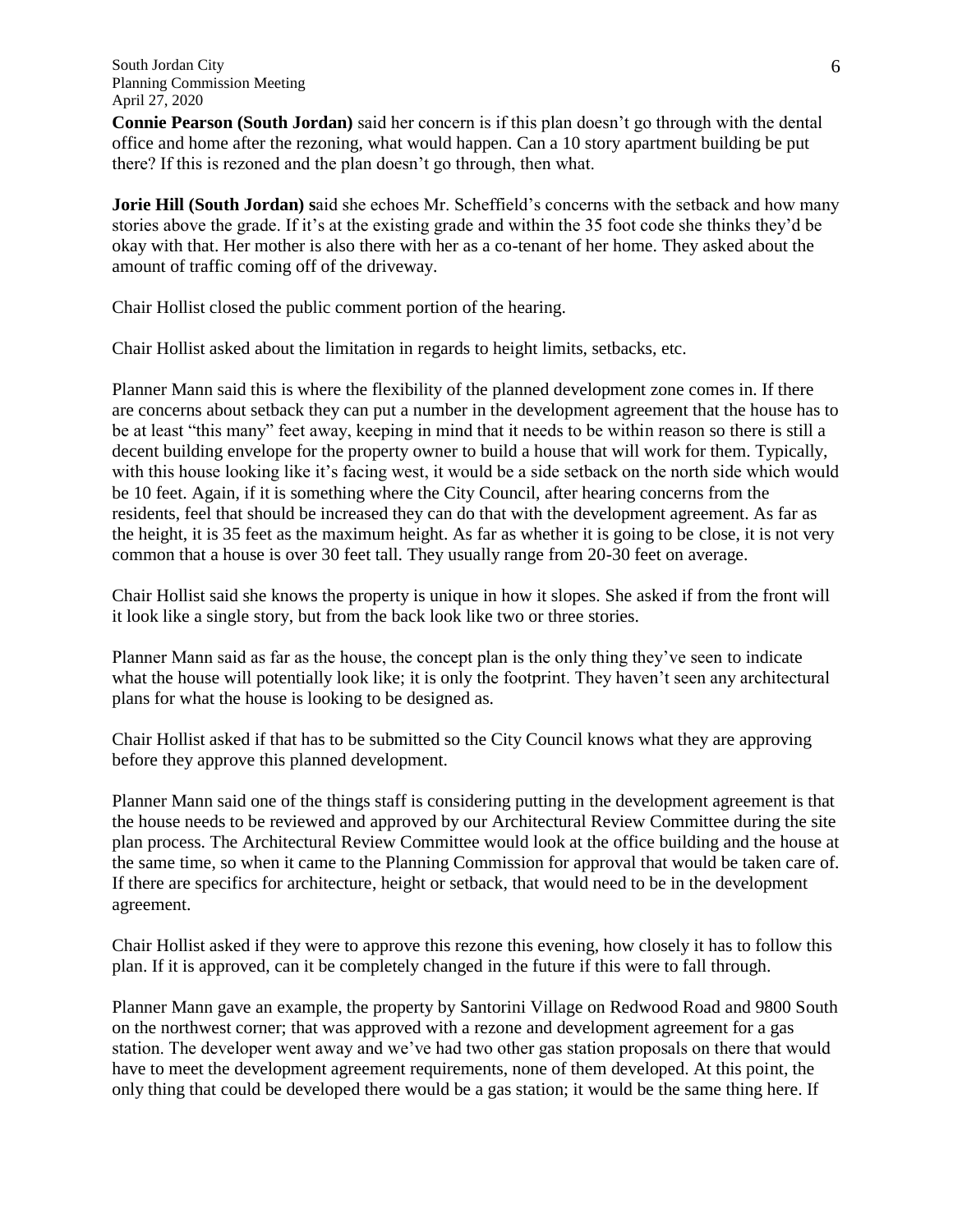**Connie Pearson (South Jordan)** said her concern is if this plan doesn't go through with the dental office and home after the rezoning, what would happen. Can a 10 story apartment building be put there? If this is rezoned and the plan doesn't go through, then what.

**Jorie Hill (South Jordan) s**aid she echoes Mr. Scheffield's concerns with the setback and how many stories above the grade. If it's at the existing grade and within the 35 foot code she thinks they'd be okay with that. Her mother is also there with her as a co-tenant of her home. They asked about the amount of traffic coming off of the driveway.

Chair Hollist closed the public comment portion of the hearing.

Chair Hollist asked about the limitation in regards to height limits, setbacks, etc.

Planner Mann said this is where the flexibility of the planned development zone comes in. If there are concerns about setback they can put a number in the development agreement that the house has to be at least "this many" feet away, keeping in mind that it needs to be within reason so there is still a decent building envelope for the property owner to build a house that will work for them. Typically, with this house looking like it's facing west, it would be a side setback on the north side which would be 10 feet. Again, if it is something where the City Council, after hearing concerns from the residents, feel that should be increased they can do that with the development agreement. As far as the height, it is 35 feet as the maximum height. As far as whether it is going to be close, it is not very common that a house is over 30 feet tall. They usually range from 20-30 feet on average.

Chair Hollist said she knows the property is unique in how it slopes. She asked if from the front will it look like a single story, but from the back look like two or three stories.

Planner Mann said as far as the house, the concept plan is the only thing they've seen to indicate what the house will potentially look like; it is only the footprint. They haven't seen any architectural plans for what the house is looking to be designed as.

Chair Hollist asked if that has to be submitted so the City Council knows what they are approving before they approve this planned development.

Planner Mann said one of the things staff is considering putting in the development agreement is that the house needs to be reviewed and approved by our Architectural Review Committee during the site plan process. The Architectural Review Committee would look at the office building and the house at the same time, so when it came to the Planning Commission for approval that would be taken care of. If there are specifics for architecture, height or setback, that would need to be in the development agreement.

Chair Hollist asked if they were to approve this rezone this evening, how closely it has to follow this plan. If it is approved, can it be completely changed in the future if this were to fall through.

Planner Mann gave an example, the property by Santorini Village on Redwood Road and 9800 South on the northwest corner; that was approved with a rezone and development agreement for a gas station. The developer went away and we've had two other gas station proposals on there that would have to meet the development agreement requirements, none of them developed. At this point, the only thing that could be developed there would be a gas station; it would be the same thing here. If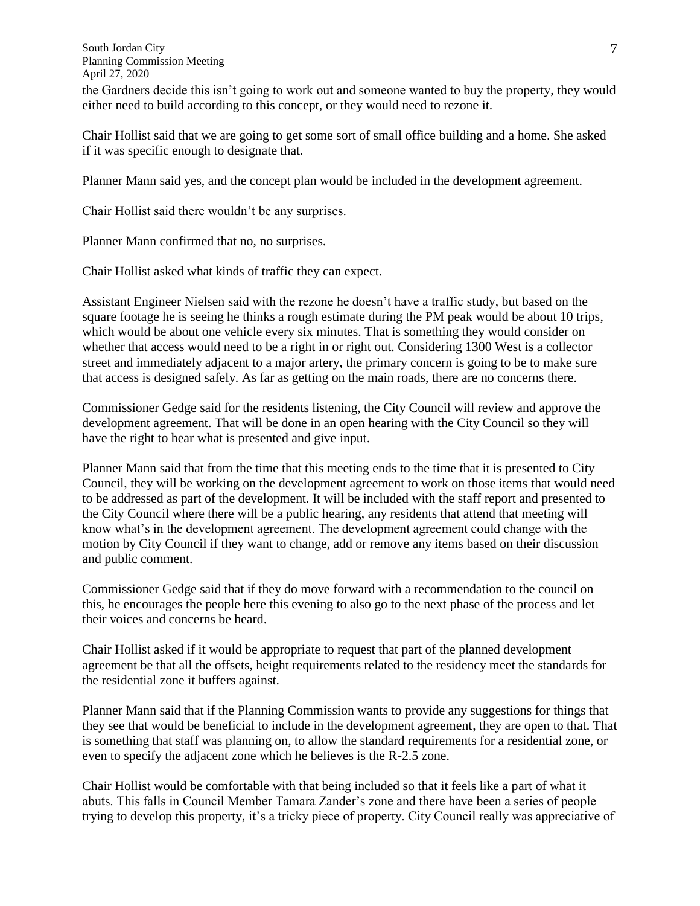the Gardners decide this isn't going to work out and someone wanted to buy the property, they would either need to build according to this concept, or they would need to rezone it.

Chair Hollist said that we are going to get some sort of small office building and a home. She asked if it was specific enough to designate that.

Planner Mann said yes, and the concept plan would be included in the development agreement.

Chair Hollist said there wouldn't be any surprises.

Planner Mann confirmed that no, no surprises.

Chair Hollist asked what kinds of traffic they can expect.

Assistant Engineer Nielsen said with the rezone he doesn't have a traffic study, but based on the square footage he is seeing he thinks a rough estimate during the PM peak would be about 10 trips, which would be about one vehicle every six minutes. That is something they would consider on whether that access would need to be a right in or right out. Considering 1300 West is a collector street and immediately adjacent to a major artery, the primary concern is going to be to make sure that access is designed safely. As far as getting on the main roads, there are no concerns there.

Commissioner Gedge said for the residents listening, the City Council will review and approve the development agreement. That will be done in an open hearing with the City Council so they will have the right to hear what is presented and give input.

Planner Mann said that from the time that this meeting ends to the time that it is presented to City Council, they will be working on the development agreement to work on those items that would need to be addressed as part of the development. It will be included with the staff report and presented to the City Council where there will be a public hearing, any residents that attend that meeting will know what's in the development agreement. The development agreement could change with the motion by City Council if they want to change, add or remove any items based on their discussion and public comment.

Commissioner Gedge said that if they do move forward with a recommendation to the council on this, he encourages the people here this evening to also go to the next phase of the process and let their voices and concerns be heard.

Chair Hollist asked if it would be appropriate to request that part of the planned development agreement be that all the offsets, height requirements related to the residency meet the standards for the residential zone it buffers against.

Planner Mann said that if the Planning Commission wants to provide any suggestions for things that they see that would be beneficial to include in the development agreement, they are open to that. That is something that staff was planning on, to allow the standard requirements for a residential zone, or even to specify the adjacent zone which he believes is the R-2.5 zone.

Chair Hollist would be comfortable with that being included so that it feels like a part of what it abuts. This falls in Council Member Tamara Zander's zone and there have been a series of people trying to develop this property, it's a tricky piece of property. City Council really was appreciative of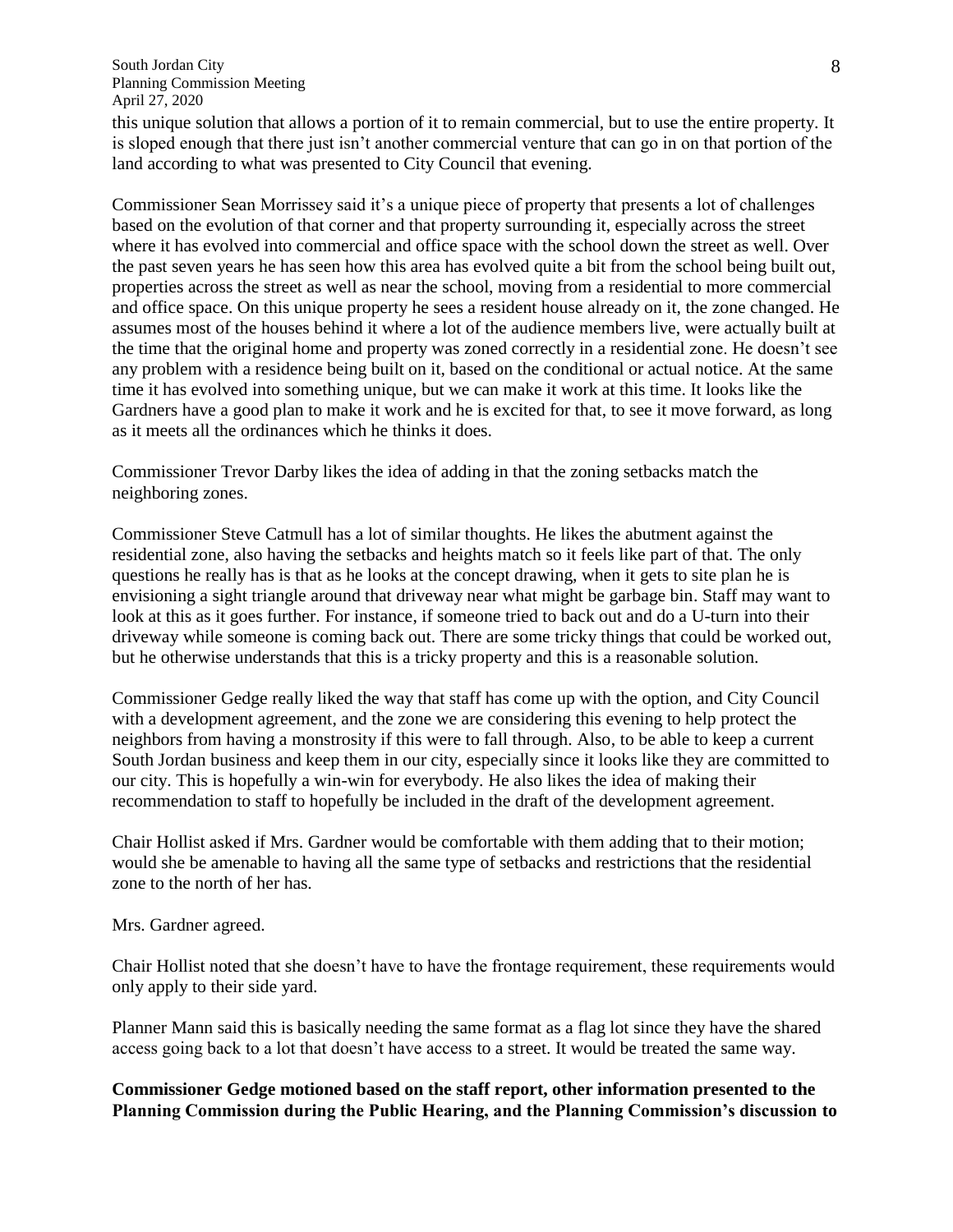this unique solution that allows a portion of it to remain commercial, but to use the entire property. It is sloped enough that there just isn't another commercial venture that can go in on that portion of the land according to what was presented to City Council that evening.

Commissioner Sean Morrissey said it's a unique piece of property that presents a lot of challenges based on the evolution of that corner and that property surrounding it, especially across the street where it has evolved into commercial and office space with the school down the street as well. Over the past seven years he has seen how this area has evolved quite a bit from the school being built out, properties across the street as well as near the school, moving from a residential to more commercial and office space. On this unique property he sees a resident house already on it, the zone changed. He assumes most of the houses behind it where a lot of the audience members live, were actually built at the time that the original home and property was zoned correctly in a residential zone. He doesn't see any problem with a residence being built on it, based on the conditional or actual notice. At the same time it has evolved into something unique, but we can make it work at this time. It looks like the Gardners have a good plan to make it work and he is excited for that, to see it move forward, as long as it meets all the ordinances which he thinks it does.

Commissioner Trevor Darby likes the idea of adding in that the zoning setbacks match the neighboring zones.

Commissioner Steve Catmull has a lot of similar thoughts. He likes the abutment against the residential zone, also having the setbacks and heights match so it feels like part of that. The only questions he really has is that as he looks at the concept drawing, when it gets to site plan he is envisioning a sight triangle around that driveway near what might be garbage bin. Staff may want to look at this as it goes further. For instance, if someone tried to back out and do a U-turn into their driveway while someone is coming back out. There are some tricky things that could be worked out, but he otherwise understands that this is a tricky property and this is a reasonable solution.

Commissioner Gedge really liked the way that staff has come up with the option, and City Council with a development agreement, and the zone we are considering this evening to help protect the neighbors from having a monstrosity if this were to fall through. Also, to be able to keep a current South Jordan business and keep them in our city, especially since it looks like they are committed to our city. This is hopefully a win-win for everybody. He also likes the idea of making their recommendation to staff to hopefully be included in the draft of the development agreement.

Chair Hollist asked if Mrs. Gardner would be comfortable with them adding that to their motion; would she be amenable to having all the same type of setbacks and restrictions that the residential zone to the north of her has.

Mrs. Gardner agreed.

Chair Hollist noted that she doesn't have to have the frontage requirement, these requirements would only apply to their side yard.

Planner Mann said this is basically needing the same format as a flag lot since they have the shared access going back to a lot that doesn't have access to a street. It would be treated the same way.

**Commissioner Gedge motioned based on the staff report, other information presented to the Planning Commission during the Public Hearing, and the Planning Commission's discussion to**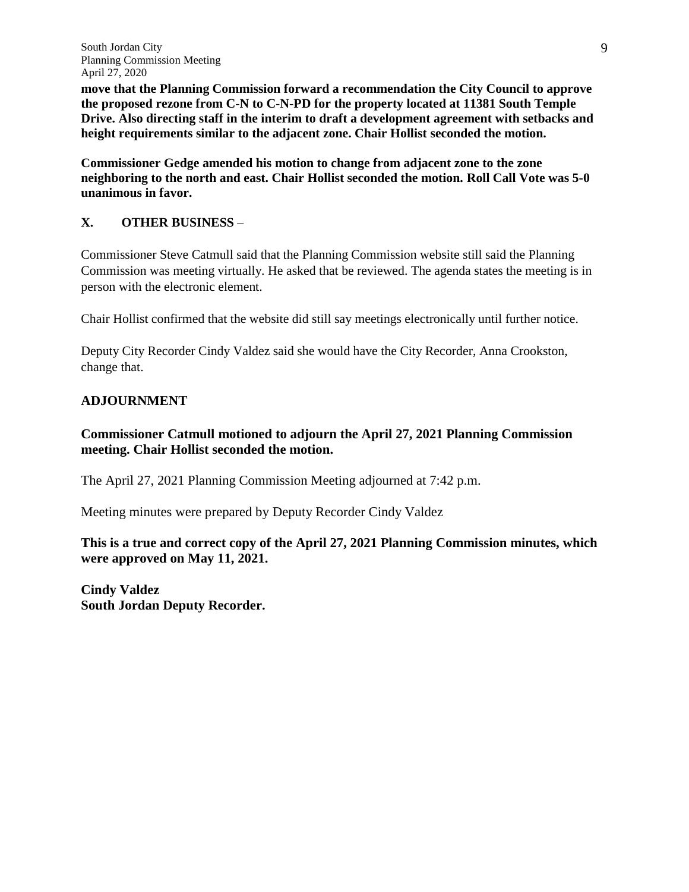**move that the Planning Commission forward a recommendation the City Council to approve the proposed rezone from C-N to C-N-PD for the property located at 11381 South Temple Drive. Also directing staff in the interim to draft a development agreement with setbacks and height requirements similar to the adjacent zone. Chair Hollist seconded the motion.**

**Commissioner Gedge amended his motion to change from adjacent zone to the zone neighboring to the north and east. Chair Hollist seconded the motion. Roll Call Vote was 5-0 unanimous in favor.**

## X. OTHER BUSINESS –

Commissioner Steve Catmull said that the Planning Commission website still said the Planning Commission was meeting virtually. He asked that be reviewed. The agenda states the meeting is in person with the electronic element.

Chair Hollist confirmed that the website did still say meetings electronically until further notice.

Deputy City Recorder Cindy Valdez said she would have the City Recorder, Anna Crookston, change that.

## ADJOURNMENT

**Commissioner Catmull motioned to adjourn the April 27, 2021 Planning Commission meeting. Chair Hollist seconded the motion.**

The April 27, 2021 Planning Commission Meeting adjourned at 7:42 p.m.

Meeting minutes were prepared by Deputy Recorder Cindy Valdez

**This is a true and correct copy of the April 27, 2021 Planning Commission minutes, which were approved on May 11, 2021.**

**Cindy Valdez**
**South Jordan Deputy Recorder.**